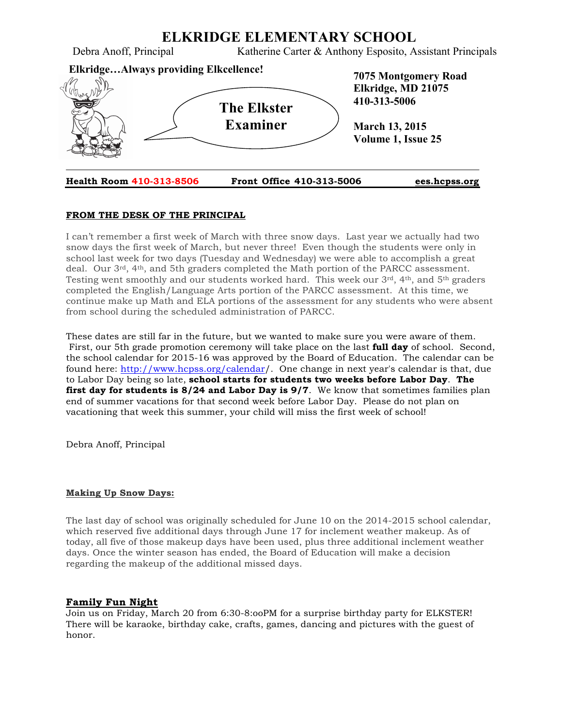# ELKRIDGE ELEMENTARY SCHOOL

Debra Anoff, Principal — Katherine Carter & Anthony Esposito, Assistant Principals

**Elkridge…Always providing Elkcellence!**

## The Elkster Examiner

**7075 Montgomery Road**
**Elkridge, MD 21075**
**410-313-5006**

**March 13, 2015**
**Volume 1, Issue 25**

**Health Room 410-313-8506** | **Front Office 410-313-5006** | **ees.hcpss.org**

### FROM THE DESK OF THE PRINCIPAL

I can't remember a first week of March with three snow days. Last year we actually had two snow days the first week of March, but never three! Even though the students were only in school last week for two days (Tuesday and Wednesday) we were able to accomplish a great deal. Our 3rd, 4th, and 5th graders completed the Math portion of the PARCC assessment. Testing went smoothly and our students worked hard. This week our 3rd, 4th, and 5th graders completed the English/Language Arts portion of the PARCC assessment. At this time, we continue make up Math and ELA portions of the assessment for any students who were absent from school during the scheduled administration of PARCC.

These dates are still far in the future, but we wanted to make sure you were aware of them. First, our 5th grade promotion ceremony will take place on the last **full day** of school. Second, the school calendar for 2015-16 was approved by the Board of Education. The calendar can be found here: http://www.hcpss.org/calendar/. One change in next year's calendar is that, due to Labor Day being so late, **school starts for students two weeks before Labor Day**. **The first day for students is 8/24 and Labor Day is 9/7**. We know that sometimes families plan end of summer vacations for that second week before Labor Day. Please do not plan on vacationing that week this summer, your child will miss the first week of school!

Debra Anoff, Principal

### Making Up Snow Days:

The last day of school was originally scheduled for June 10 on the 2014-2015 school calendar, which reserved five additional days through June 17 for inclement weather makeup. As of today, all five of those makeup days have been used, plus three additional inclement weather days. Once the winter season has ended, the Board of Education will make a decision regarding the makeup of the additional missed days.

### Family Fun Night

Join us on Friday, March 20 from 6:30-8:ooPM for a surprise birthday party for ELKSTER! There will be karaoke, birthday cake, crafts, games, dancing and pictures with the guest of honor.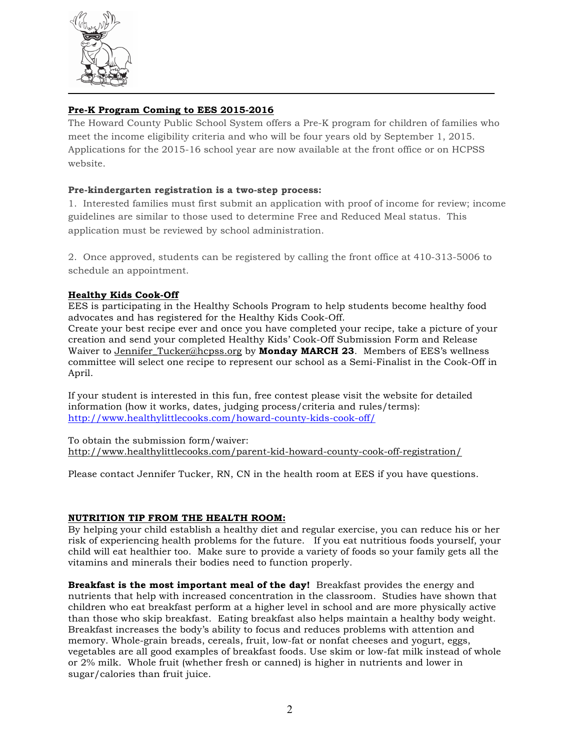## Pre-K Program Coming to EES 2015-2016

The Howard County Public School System offers a Pre-K program for children of families who meet the income eligibility criteria and who will be four years old by September 1, 2015. Applications for the 2015-16 school year are now available at the front office or on HCPSS website.

**Pre-kindergarten registration is a two-step process:**

1. Interested families must first submit an application with proof of income for review; income guidelines are similar to those used to determine Free and Reduced Meal status. This application must be reviewed by school administration.

2. Once approved, students can be registered by calling the front office at 410-313-5006 to schedule an appointment.

## Healthy Kids Cook-Off

EES is participating in the Healthy Schools Program to help students become healthy food advocates and has registered for the Healthy Kids Cook-Off.
Create your best recipe ever and once you have completed your recipe, take a picture of your creation and send your completed Healthy Kids' Cook-Off Submission Form and Release Waiver to Jennifer_Tucker@hcpss.org by **Monday MARCH 23**. Members of EES's wellness committee will select one recipe to represent our school as a Semi-Finalist in the Cook-Off in April.

If your student is interested in this fun, free contest please visit the website for detailed information (how it works, dates, judging process/criteria and rules/terms):
http://www.healthylittlecooks.com/howard-county-kids-cook-off/

To obtain the submission form/waiver:
http://www.healthylittlecooks.com/parent-kid-howard-county-cook-off-registration/

Please contact Jennifer Tucker, RN, CN in the health room at EES if you have questions.

## NUTRITION TIP FROM THE HEALTH ROOM:

By helping your child establish a healthy diet and regular exercise, you can reduce his or her risk of experiencing health problems for the future. If you eat nutritious foods yourself, your child will eat healthier too. Make sure to provide a variety of foods so your family gets all the vitamins and minerals their bodies need to function properly.

**Breakfast is the most important meal of the day!** Breakfast provides the energy and nutrients that help with increased concentration in the classroom. Studies have shown that children who eat breakfast perform at a higher level in school and are more physically active than those who skip breakfast. Eating breakfast also helps maintain a healthy body weight. Breakfast increases the body's ability to focus and reduces problems with attention and memory. Whole-grain breads, cereals, fruit, low-fat or nonfat cheeses and yogurt, eggs, vegetables are all good examples of breakfast foods. Use skim or low-fat milk instead of whole or 2% milk. Whole fruit (whether fresh or canned) is higher in nutrients and lower in sugar/calories than fruit juice.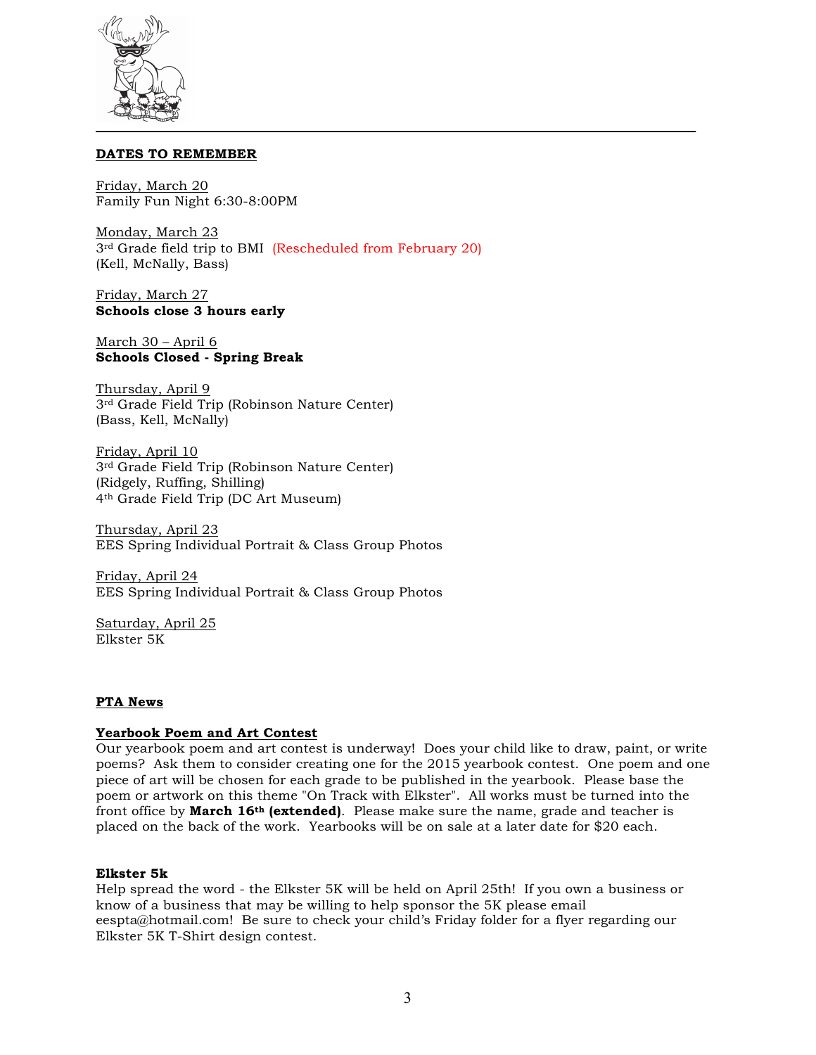## DATES TO REMEMBER

Friday, March 20
Family Fun Night 6:30-8:00PM

Monday, March 23
3rd Grade field trip to BMI (Rescheduled from February 20)
(Kell, McNally, Bass)

Friday, March 27
**Schools close 3 hours early**

March 30 – April 6
**Schools Closed - Spring Break**

Thursday, April 9
3rd Grade Field Trip (Robinson Nature Center)
(Bass, Kell, McNally)

Friday, April 10
3rd Grade Field Trip (Robinson Nature Center)
(Ridgely, Ruffing, Shilling)
4th Grade Field Trip (DC Art Museum)

Thursday, April 23
EES Spring Individual Portrait & Class Group Photos

Friday, April 24
EES Spring Individual Portrait & Class Group Photos

Saturday, April 25
Elkster 5K

## PTA News

### Yearbook Poem and Art Contest

Our yearbook poem and art contest is underway! Does your child like to draw, paint, or write poems? Ask them to consider creating one for the 2015 yearbook contest. One poem and one piece of art will be chosen for each grade to be published in the yearbook. Please base the poem or artwork on this theme "On Track with Elkster". All works must be turned into the front office by **March 16th (extended)**. Please make sure the name, grade and teacher is placed on the back of the work. Yearbooks will be on sale at a later date for $20 each.

### Elkster 5k

Help spread the word - the Elkster 5K will be held on April 25th! If you own a business or know of a business that may be willing to help sponsor the 5K please email eespta@hotmail.com! Be sure to check your child's Friday folder for a flyer regarding our Elkster 5K T-Shirt design contest.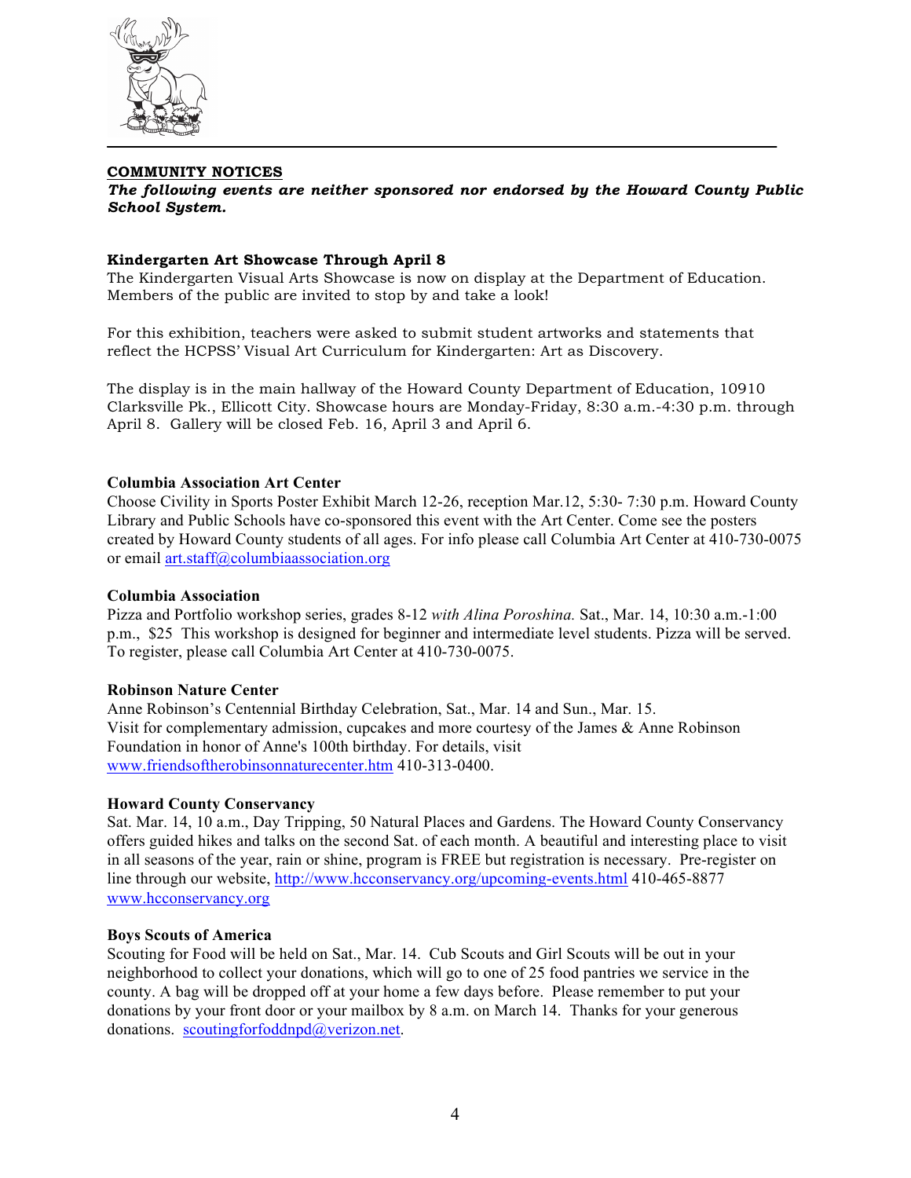**COMMUNITY NOTICES**

***The following events are neither sponsored nor endorsed by the Howard County Public School System.***

**Kindergarten Art Showcase Through April 8**

The Kindergarten Visual Arts Showcase is now on display at the Department of Education. Members of the public are invited to stop by and take a look!

For this exhibition, teachers were asked to submit student artworks and statements that reflect the HCPSS' Visual Art Curriculum for Kindergarten: Art as Discovery.

The display is in the main hallway of the Howard County Department of Education, 10910 Clarksville Pk., Ellicott City. Showcase hours are Monday-Friday, 8:30 a.m.-4:30 p.m. through April 8. Gallery will be closed Feb. 16, April 3 and April 6.

**Columbia Association Art Center**

Choose Civility in Sports Poster Exhibit March 12-26, reception Mar.12, 5:30- 7:30 p.m. Howard County Library and Public Schools have co-sponsored this event with the Art Center. Come see the posters created by Howard County students of all ages. For info please call Columbia Art Center at 410-730-0075 or email art.staff@columbiaassociation.org

**Columbia Association**

Pizza and Portfolio workshop series, grades 8-12 *with Alina Poroshina.* Sat., Mar. 14, 10:30 a.m.-1:00 p.m., $25 This workshop is designed for beginner and intermediate level students. Pizza will be served. To register, please call Columbia Art Center at 410-730-0075.

**Robinson Nature Center**

Anne Robinson's Centennial Birthday Celebration, Sat., Mar. 14 and Sun., Mar. 15. Visit for complementary admission, cupcakes and more courtesy of the James & Anne Robinson Foundation in honor of Anne's 100th birthday. For details, visit www.friendsoftherobinsonnaturecenter.htm 410-313-0400.

**Howard County Conservancy**

Sat. Mar. 14, 10 a.m., Day Tripping, 50 Natural Places and Gardens. The Howard County Conservancy offers guided hikes and talks on the second Sat. of each month. A beautiful and interesting place to visit in all seasons of the year, rain or shine, program is FREE but registration is necessary. Pre-register on line through our website, http://www.hcconservancy.org/upcoming-events.html 410-465-8877 www.hcconservancy.org

**Boys Scouts of America**

Scouting for Food will be held on Sat., Mar. 14. Cub Scouts and Girl Scouts will be out in your neighborhood to collect your donations, which will go to one of 25 food pantries we service in the county. A bag will be dropped off at your home a few days before. Please remember to put your donations by your front door or your mailbox by 8 a.m. on March 14. Thanks for your generous donations. scoutingforfoddnpd@verizon.net.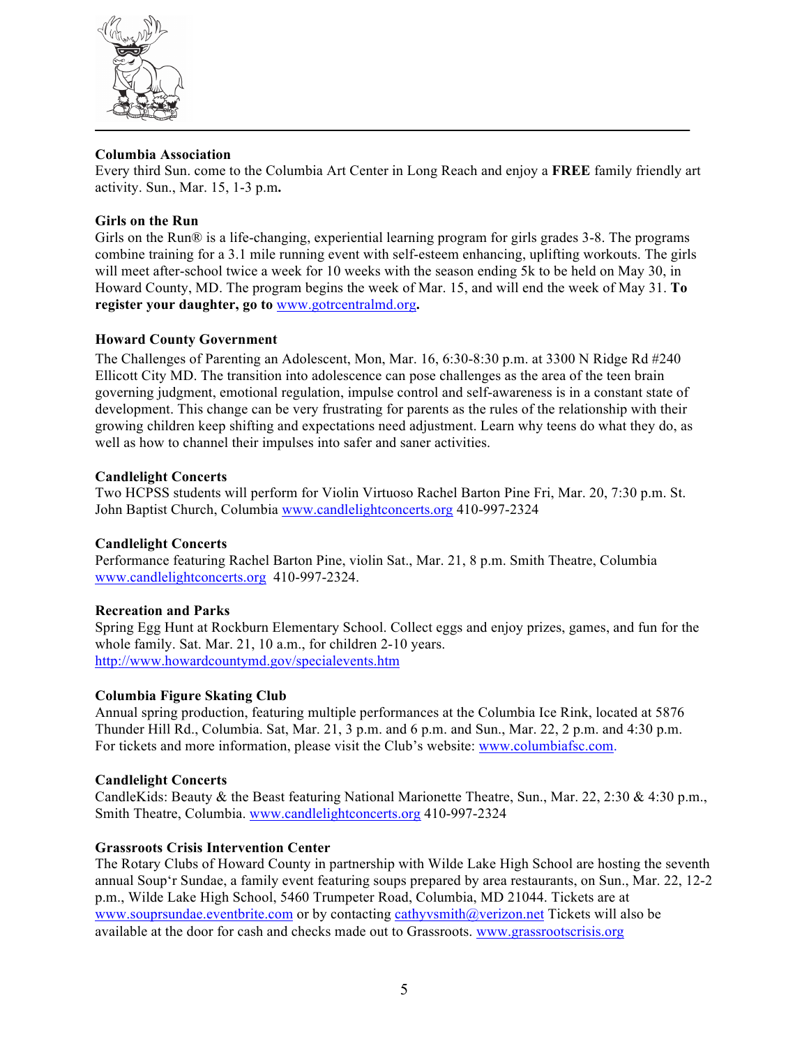**Columbia Association**
Every third Sun. come to the Columbia Art Center in Long Reach and enjoy a **FREE** family friendly art activity. Sun., Mar. 15, 1-3 p.m**.**

**Girls on the Run**
Girls on the Run® is a life-changing, experiential learning program for girls grades 3-8. The programs combine training for a 3.1 mile running event with self-esteem enhancing, uplifting workouts. The girls will meet after-school twice a week for 10 weeks with the season ending 5k to be held on May 30, in Howard County, MD. The program begins the week of Mar. 15, and will end the week of May 31. **To register your daughter, go to** www.gotrcentralmd.org**.**

**Howard County Government**
The Challenges of Parenting an Adolescent, Mon, Mar. 16, 6:30-8:30 p.m. at 3300 N Ridge Rd #240 Ellicott City MD. The transition into adolescence can pose challenges as the area of the teen brain governing judgment, emotional regulation, impulse control and self-awareness is in a constant state of development. This change can be very frustrating for parents as the rules of the relationship with their growing children keep shifting and expectations need adjustment. Learn why teens do what they do, as well as how to channel their impulses into safer and saner activities.

**Candlelight Concerts**
Two HCPSS students will perform for Violin Virtuoso Rachel Barton Pine Fri, Mar. 20, 7:30 p.m. St. John Baptist Church, Columbia www.candlelightconcerts.org 410-997-2324

**Candlelight Concerts**
Performance featuring Rachel Barton Pine, violin Sat., Mar. 21, 8 p.m. Smith Theatre, Columbia www.candlelightconcerts.org 410-997-2324.

**Recreation and Parks**
Spring Egg Hunt at Rockburn Elementary School. Collect eggs and enjoy prizes, games, and fun for the whole family. Sat. Mar. 21, 10 a.m., for children 2-10 years.
http://www.howardcountymd.gov/specialevents.htm

**Columbia Figure Skating Club**
Annual spring production, featuring multiple performances at the Columbia Ice Rink, located at 5876 Thunder Hill Rd., Columbia. Sat, Mar. 21, 3 p.m. and 6 p.m. and Sun., Mar. 22, 2 p.m. and 4:30 p.m. For tickets and more information, please visit the Club's website: www.columbiafsc.com.

**Candlelight Concerts**
CandleKids: Beauty & the Beast featuring National Marionette Theatre, Sun., Mar. 22, 2:30 & 4:30 p.m., Smith Theatre, Columbia. www.candlelightconcerts.org 410-997-2324

**Grassroots Crisis Intervention Center**
The Rotary Clubs of Howard County in partnership with Wilde Lake High School are hosting the seventh annual Soup'r Sundae, a family event featuring soups prepared by area restaurants, on Sun., Mar. 22, 12-2 p.m., Wilde Lake High School, 5460 Trumpeter Road, Columbia, MD 21044. Tickets are at www.souprsundae.eventbrite.com or by contacting cathyvsmith@verizon.net Tickets will also be available at the door for cash and checks made out to Grassroots. www.grassrootscrisis.org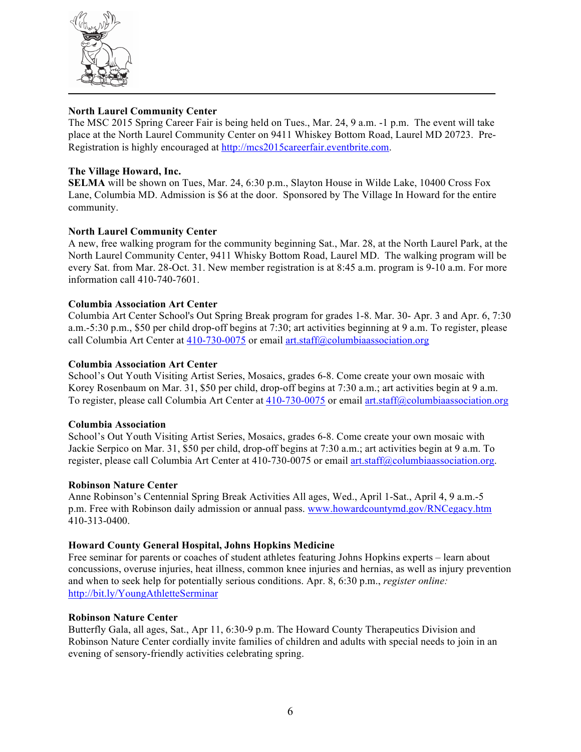**North Laurel Community Center**

The MSC 2015 Spring Career Fair is being held on Tues., Mar. 24, 9 a.m. -1 p.m. The event will take place at the North Laurel Community Center on 9411 Whiskey Bottom Road, Laurel MD 20723. Pre-Registration is highly encouraged at http://mcs2015careerfair.eventbrite.com.

**The Village Howard, Inc.**

**SELMA** will be shown on Tues, Mar. 24, 6:30 p.m., Slayton House in Wilde Lake, 10400 Cross Fox Lane, Columbia MD. Admission is $6 at the door. Sponsored by The Village In Howard for the entire community.

**North Laurel Community Center**

A new, free walking program for the community beginning Sat., Mar. 28, at the North Laurel Park, at the North Laurel Community Center, 9411 Whisky Bottom Road, Laurel MD. The walking program will be every Sat. from Mar. 28-Oct. 31. New member registration is at 8:45 a.m. program is 9-10 a.m. For more information call 410-740-7601.

**Columbia Association Art Center**

Columbia Art Center School's Out Spring Break program for grades 1-8. Mar. 30- Apr. 3 and Apr. 6, 7:30 a.m.-5:30 p.m., $50 per child drop-off begins at 7:30; art activities beginning at 9 a.m. To register, please call Columbia Art Center at 410-730-0075 or email art.staff@columbiaassociation.org

**Columbia Association Art Center**

School's Out Youth Visiting Artist Series, Mosaics, grades 6-8. Come create your own mosaic with Korey Rosenbaum on Mar. 31, $50 per child, drop-off begins at 7:30 a.m.; art activities begin at 9 a.m. To register, please call Columbia Art Center at 410-730-0075 or email art.staff@columbiaassociation.org

**Columbia Association**

School's Out Youth Visiting Artist Series, Mosaics, grades 6-8. Come create your own mosaic with Jackie Serpico on Mar. 31, $50 per child, drop-off begins at 7:30 a.m.; art activities begin at 9 a.m. To register, please call Columbia Art Center at 410-730-0075 or email art.staff@columbiaassociation.org.

**Robinson Nature Center**

Anne Robinson's Centennial Spring Break Activities All ages, Wed., April 1-Sat., April 4, 9 a.m.-5 p.m. Free with Robinson daily admission or annual pass. www.howardcountymd.gov/RNCegacy.htm 410-313-0400.

**Howard County General Hospital, Johns Hopkins Medicine**

Free seminar for parents or coaches of student athletes featuring Johns Hopkins experts – learn about concussions, overuse injuries, heat illness, common knee injuries and hernias, as well as injury prevention and when to seek help for potentially serious conditions. Apr. 8, 6:30 p.m., *register online:* http://bit.ly/YoungAthletteSerminar

**Robinson Nature Center**

Butterfly Gala, all ages, Sat., Apr 11, 6:30-9 p.m. The Howard County Therapeutics Division and Robinson Nature Center cordially invite families of children and adults with special needs to join in an evening of sensory-friendly activities celebrating spring.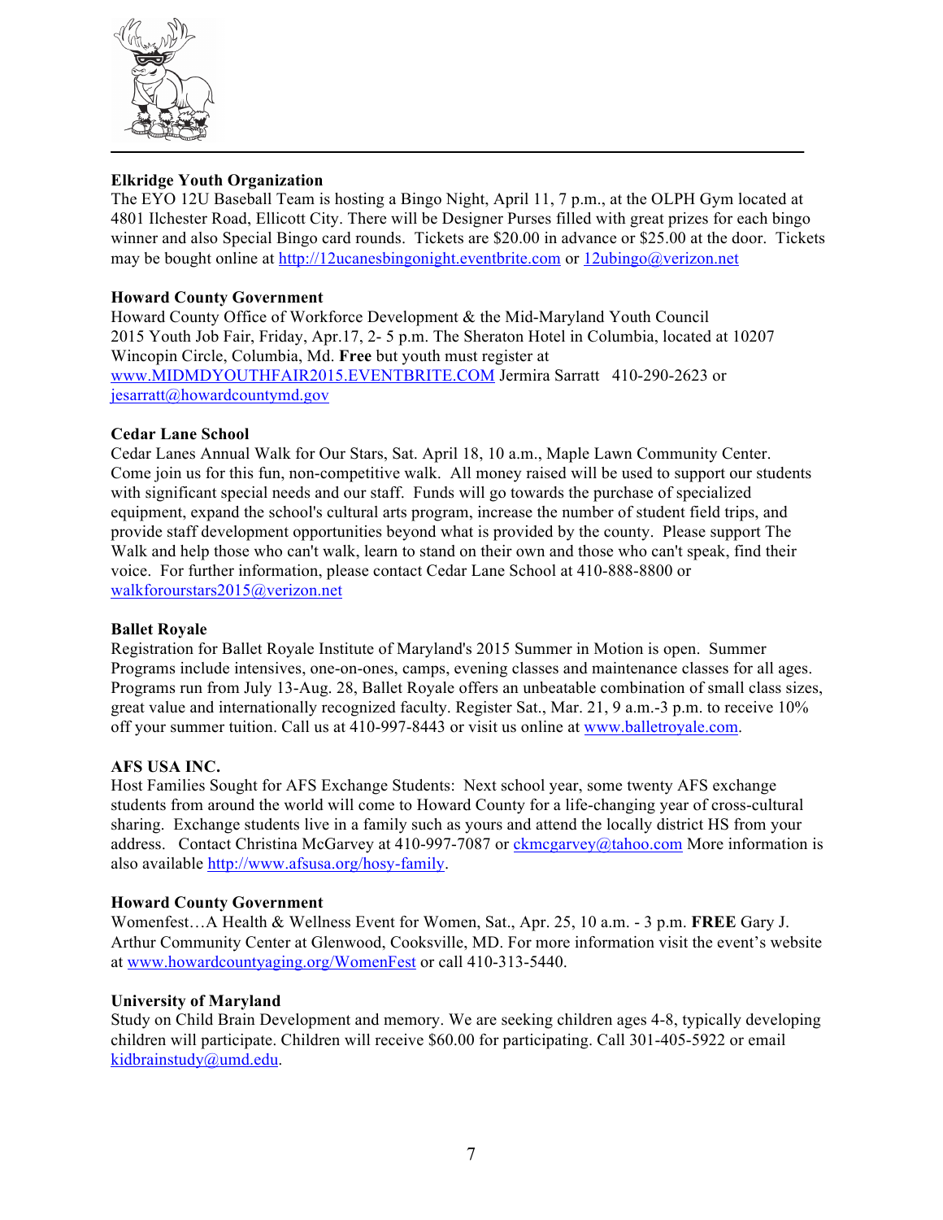**Elkridge Youth Organization**
The EYO 12U Baseball Team is hosting a Bingo Night, April 11, 7 p.m., at the OLPH Gym located at 4801 Ilchester Road, Ellicott City. There will be Designer Purses filled with great prizes for each bingo winner and also Special Bingo card rounds. Tickets are $20.00 in advance or $25.00 at the door. Tickets may be bought online at http://12ucanesbingonight.eventbrite.com or 12ubingo@verizon.net

**Howard County Government**
Howard County Office of Workforce Development & the Mid-Maryland Youth Council 2015 Youth Job Fair, Friday, Apr.17, 2- 5 p.m. The Sheraton Hotel in Columbia, located at 10207 Wincopin Circle, Columbia, Md. **Free** but youth must register at www.MIDMDYOUTHFAIR2015.EVENTBRITE.COM Jermira Sarratt 410-290-2623 or jesarratt@howardcountymd.gov

**Cedar Lane School**
Cedar Lanes Annual Walk for Our Stars, Sat. April 18, 10 a.m., Maple Lawn Community Center. Come join us for this fun, non-competitive walk. All money raised will be used to support our students with significant special needs and our staff. Funds will go towards the purchase of specialized equipment, expand the school's cultural arts program, increase the number of student field trips, and provide staff development opportunities beyond what is provided by the county. Please support The Walk and help those who can't walk, learn to stand on their own and those who can't speak, find their voice. For further information, please contact Cedar Lane School at 410-888-8800 or walkforourstars2015@verizon.net

**Ballet Royale**
Registration for Ballet Royale Institute of Maryland's 2015 Summer in Motion is open. Summer Programs include intensives, one-on-ones, camps, evening classes and maintenance classes for all ages. Programs run from July 13-Aug. 28, Ballet Royale offers an unbeatable combination of small class sizes, great value and internationally recognized faculty. Register Sat., Mar. 21, 9 a.m.-3 p.m. to receive 10% off your summer tuition. Call us at 410-997-8443 or visit us online at www.balletroyale.com.

**AFS USA INC.**
Host Families Sought for AFS Exchange Students: Next school year, some twenty AFS exchange students from around the world will come to Howard County for a life-changing year of cross-cultural sharing. Exchange students live in a family such as yours and attend the locally district HS from your address. Contact Christina McGarvey at 410-997-7087 or ckmcgarvey@tahoo.com More information is also available http://www.afsusa.org/hosy-family.

**Howard County Government**
Womenfest…A Health & Wellness Event for Women, Sat., Apr. 25, 10 a.m. - 3 p.m. **FREE** Gary J. Arthur Community Center at Glenwood, Cooksville, MD. For more information visit the event's website at www.howardcountyaging.org/WomenFest or call 410-313-5440.

**University of Maryland**
Study on Child Brain Development and memory. We are seeking children ages 4-8, typically developing children will participate. Children will receive $60.00 for participating. Call 301-405-5922 or email kidbrainstudy@umd.edu.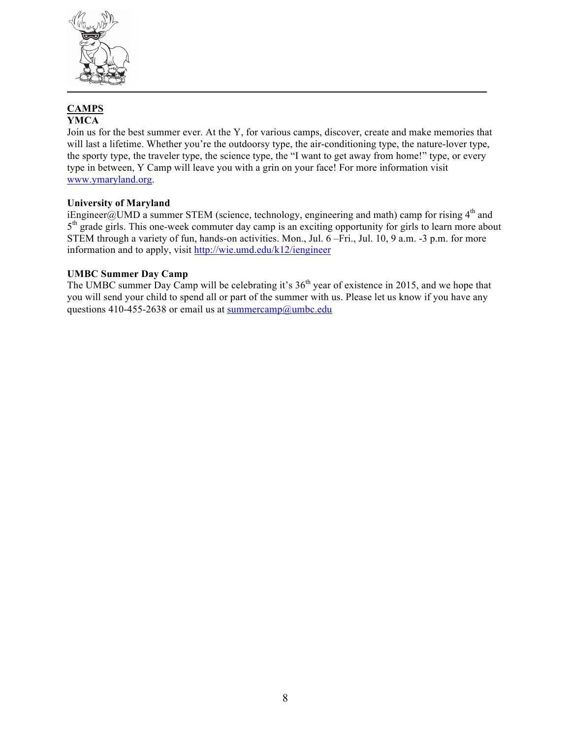## CAMPS

### YMCA

Join us for the best summer ever. At the Y, for various camps, discover, create and make memories that will last a lifetime. Whether you're the outdoorsy type, the air-conditioning type, the nature-lover type, the sporty type, the traveler type, the science type, the "I want to get away from home!" type, or every type in between, Y Camp will leave you with a grin on your face! For more information visit www.ymaryland.org.

### University of Maryland

iEngineer@UMD a summer STEM (science, technology, engineering and math) camp for rising 4th and 5th grade girls. This one-week commuter day camp is an exciting opportunity for girls to learn more about STEM through a variety of fun, hands-on activities. Mon., Jul. 6 –Fri., Jul. 10, 9 a.m. -3 p.m. for more information and to apply, visit http://wie.umd.edu/k12/iengineer

### UMBC Summer Day Camp

The UMBC summer Day Camp will be celebrating it's 36th year of existence in 2015, and we hope that you will send your child to spend all or part of the summer with us. Please let us know if you have any questions 410-455-2638 or email us at summercamp@umbc.edu